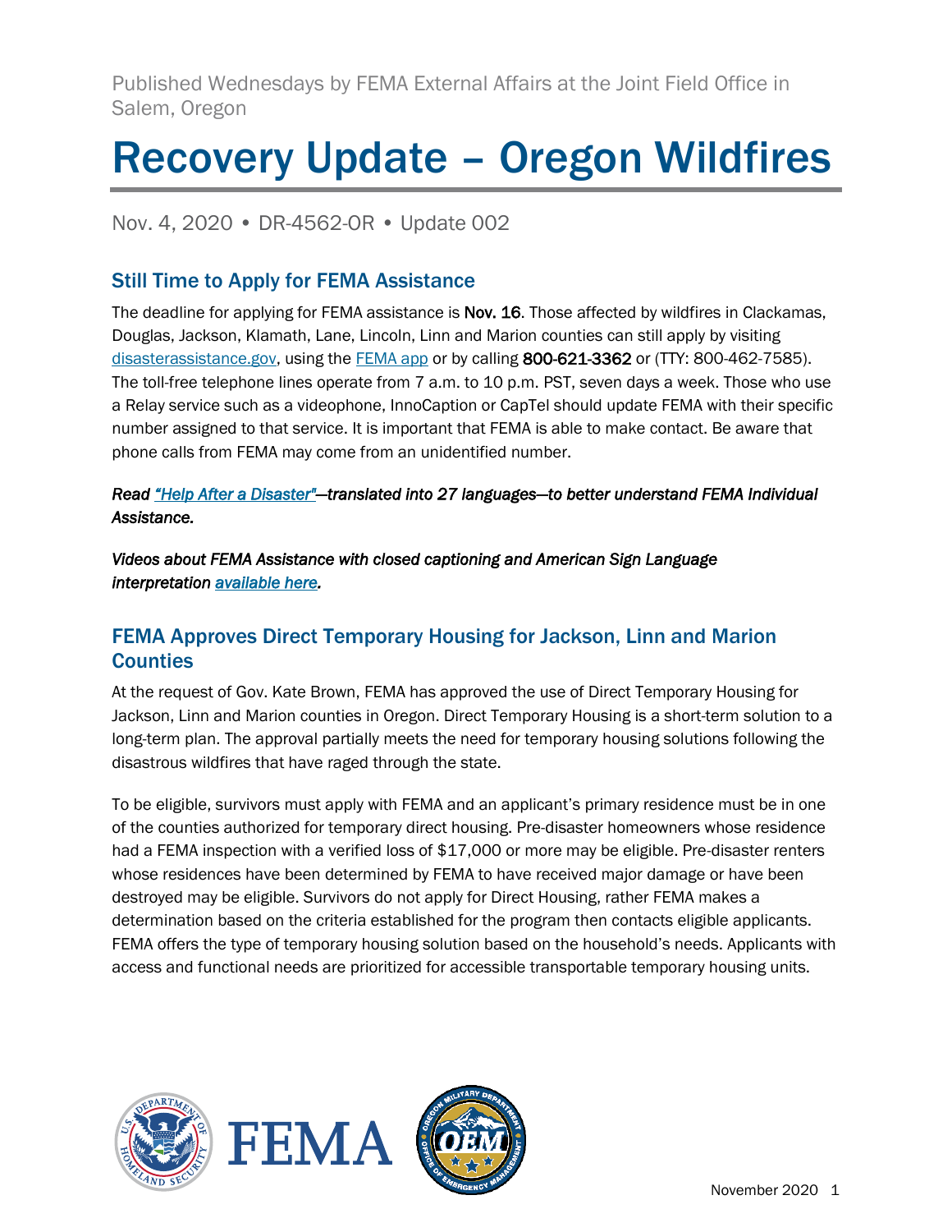Published Wednesdays by FEMA External Affairs at the Joint Field Office in Salem, Oregon

# Recovery Update – Oregon Wildfires

Nov. 4, 2020 • DR-4562-OR • Update 002

## Still Time to Apply for FEMA Assistance

The deadline for applying for FEMA assistance is **Nov. 16**. Those affected by wildfires in Clackamas, Douglas, Jackson, Klamath, Lane, Lincoln, Linn and Marion counties can still apply by visiting disasterassistance.gov, using the FEMA app or by calling **800-621-3362** or (TTY: 800-462-7585). The toll-free telephone lines operate from 7 a.m. to 10 p.m. PST, seven days a week. Those who use a Relay service such as a videophone, InnoCaption or CapTel should update FEMA with their specific number assigned to that service. It is important that FEMA is able to make contact. Be aware that phone calls from FEMA may come from an unidentified number.

***Read "Help After a Disaster"—translated into 27 languages—to better understand FEMA Individual Assistance.***

***Videos about FEMA Assistance with closed captioning and American Sign Language interpretation available here.***

## FEMA Approves Direct Temporary Housing for Jackson, Linn and Marion Counties

At the request of Gov. Kate Brown, FEMA has approved the use of Direct Temporary Housing for Jackson, Linn and Marion counties in Oregon. Direct Temporary Housing is a short-term solution to a long-term plan. The approval partially meets the need for temporary housing solutions following the disastrous wildfires that have raged through the state.

To be eligible, survivors must apply with FEMA and an applicant's primary residence must be in one of the counties authorized for temporary direct housing. Pre-disaster homeowners whose residence had a FEMA inspection with a verified loss of $17,000 or more may be eligible. Pre-disaster renters whose residences have been determined by FEMA to have received major damage or have been destroyed may be eligible. Survivors do not apply for Direct Housing, rather FEMA makes a determination based on the criteria established for the program then contacts eligible applicants. FEMA offers the type of temporary housing solution based on the household's needs. Applicants with access and functional needs are prioritized for accessible transportable temporary housing units.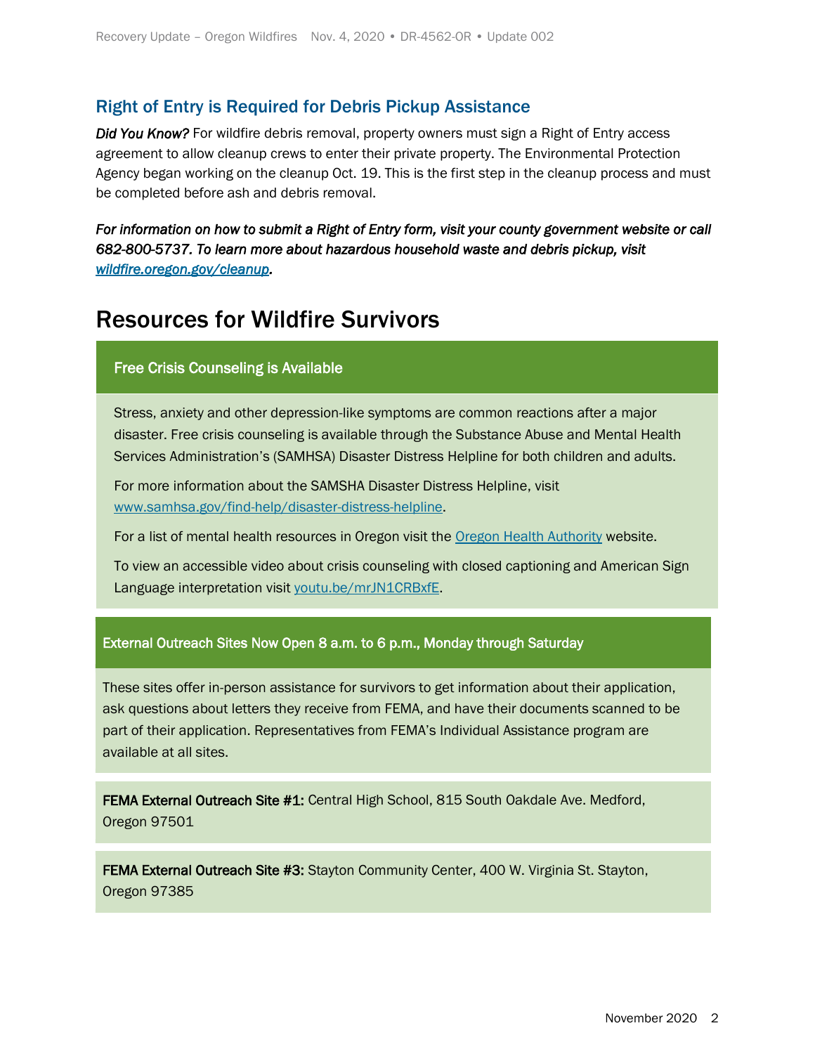## Right of Entry is Required for Debris Pickup Assistance

***Did You Know?*** For wildfire debris removal, property owners must sign a Right of Entry access agreement to allow cleanup crews to enter their private property. The Environmental Protection Agency began working on the cleanup Oct. 19. This is the first step in the cleanup process and must be completed before ash and debris removal.

***For information on how to submit a Right of Entry form, visit your county government website or call 682-800-5737. To learn more about hazardous household waste and debris pickup, visit [wildfire.oregon.gov/cleanup](wildfire.oregon.gov/cleanup).***

# Resources for Wildfire Survivors

### Free Crisis Counseling is Available

Stress, anxiety and other depression-like symptoms are common reactions after a major disaster. Free crisis counseling is available through the Substance Abuse and Mental Health Services Administration's (SAMHSA) Disaster Distress Helpline for both children and adults.

For more information about the SAMSHA Disaster Distress Helpline, visit [www.samhsa.gov/find-help/disaster-distress-helpline](www.samhsa.gov/find-help/disaster-distress-helpline).

For a list of mental health resources in Oregon visit the Oregon Health Authority website.

To view an accessible video about crisis counseling with closed captioning and American Sign Language interpretation visit [youtu.be/mrJN1CRBxfE](youtu.be/mrJN1CRBxfE).

### External Outreach Sites Now Open 8 a.m. to 6 p.m., Monday through Saturday

These sites offer in-person assistance for survivors to get information about their application, ask questions about letters they receive from FEMA, and have their documents scanned to be part of their application. Representatives from FEMA's Individual Assistance program are available at all sites.

**FEMA External Outreach Site #1:** Central High School, 815 South Oakdale Ave. Medford, Oregon 97501

**FEMA External Outreach Site #3:** Stayton Community Center, 400 W. Virginia St. Stayton, Oregon 97385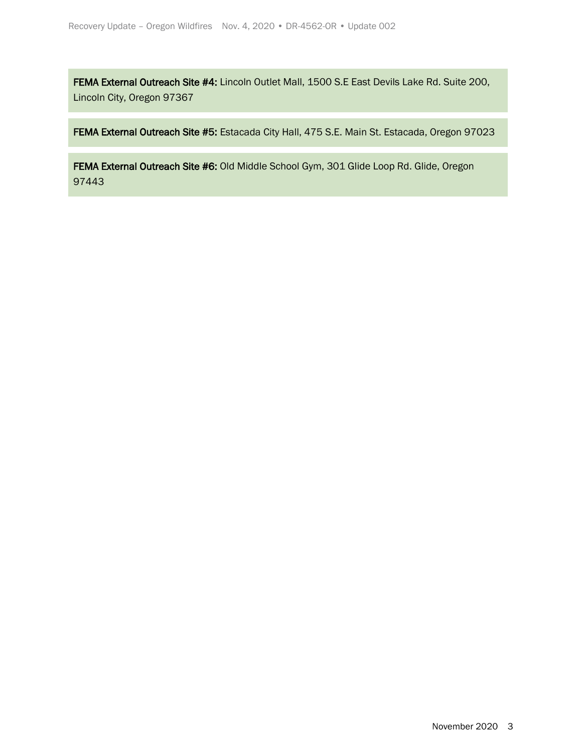**FEMA External Outreach Site #4:** Lincoln Outlet Mall, 1500 S.E East Devils Lake Rd. Suite 200, Lincoln City, Oregon 97367

**FEMA External Outreach Site #5:** Estacada City Hall, 475 S.E. Main St. Estacada, Oregon 97023

**FEMA External Outreach Site #6:** Old Middle School Gym, 301 Glide Loop Rd. Glide, Oregon 97443